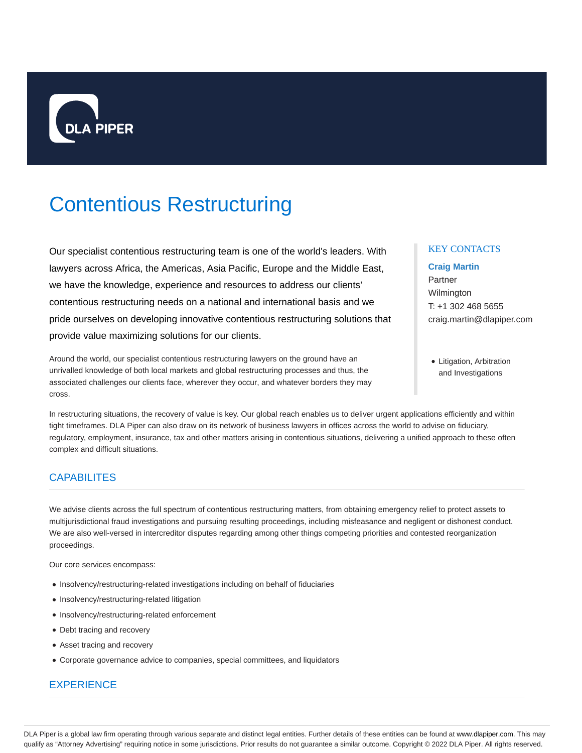DLA PIPER

# Contentious Restructuring

Our specialist contentious restructuring team is one of the world's leaders. With lawyers across Africa, the Americas, Asia Pacific, Europe and the Middle East, we have the knowledge, experience and resources to address our clients' contentious restructuring needs on a national and international basis and we pride ourselves on developing innovative contentious restructuring solutions that provide value maximizing solutions for our clients.

Around the world, our specialist contentious restructuring lawyers on the ground have an unrivalled knowledge of both local markets and global restructuring processes and thus, the associated challenges our clients face, wherever they occur, and whatever borders they may cross.

KEY CONTACTS

**Craig Martin**
Partner
Wilmington
T: +1 302 468 5655
craig.martin@dlapiper.com

- Litigation, Arbitration and Investigations

In restructuring situations, the recovery of value is key. Our global reach enables us to deliver urgent applications efficiently and within tight timeframes. DLA Piper can also draw on its network of business lawyers in offices across the world to advise on fiduciary, regulatory, employment, insurance, tax and other matters arising in contentious situations, delivering a unified approach to these often complex and difficult situations.

## CAPABILITES

We advise clients across the full spectrum of contentious restructuring matters, from obtaining emergency relief to protect assets to multijurisdictional fraud investigations and pursuing resulting proceedings, including misfeasance and negligent or dishonest conduct. We are also well-versed in intercreditor disputes regarding among other things competing priorities and contested reorganization proceedings.

Our core services encompass:

- Insolvency/restructuring-related investigations including on behalf of fiduciaries
- Insolvency/restructuring-related litigation
- Insolvency/restructuring-related enforcement
- Debt tracing and recovery
- Asset tracing and recovery
- Corporate governance advice to companies, special committees, and liquidators

## EXPERIENCE

DLA Piper is a global law firm operating through various separate and distinct legal entities. Further details of these entities can be found at www.dlapiper.com. This may qualify as "Attorney Advertising" requiring notice in some jurisdictions. Prior results do not guarantee a similar outcome. Copyright © 2022 DLA Piper. All rights reserved.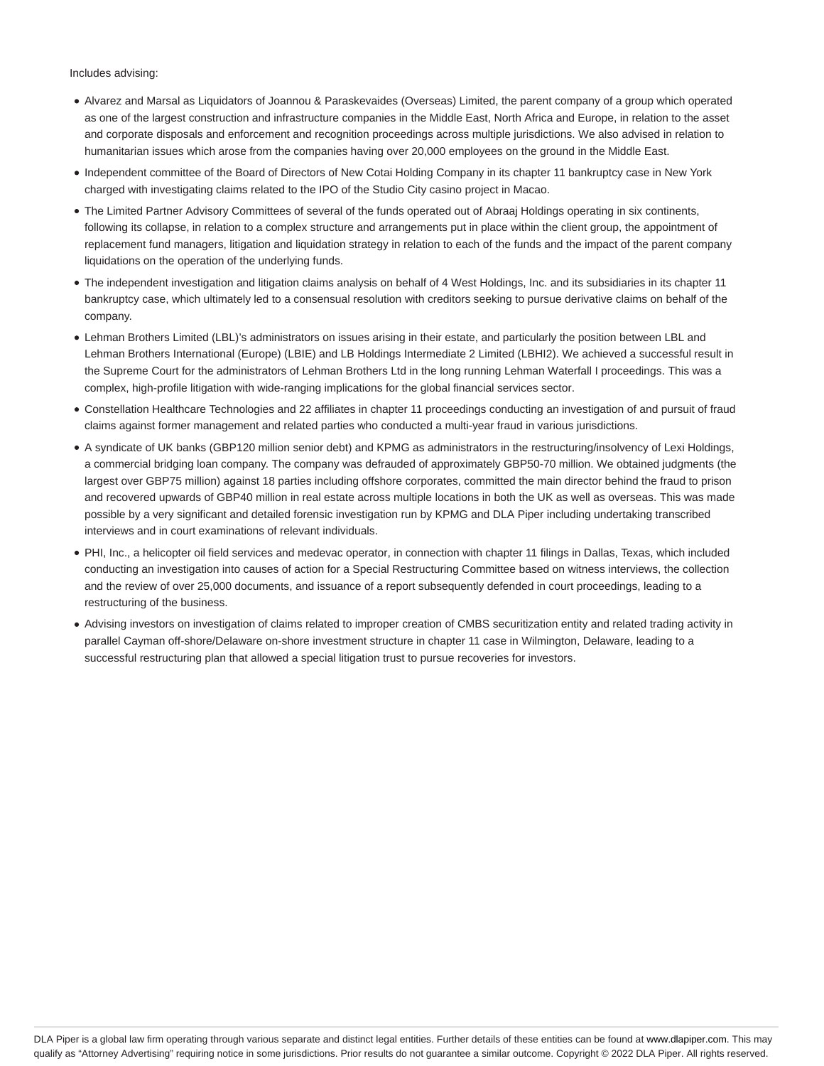Includes advising:

- Alvarez and Marsal as Liquidators of Joannou & Paraskevaides (Overseas) Limited, the parent company of a group which operated as one of the largest construction and infrastructure companies in the Middle East, North Africa and Europe, in relation to the asset and corporate disposals and enforcement and recognition proceedings across multiple jurisdictions. We also advised in relation to humanitarian issues which arose from the companies having over 20,000 employees on the ground in the Middle East.
- Independent committee of the Board of Directors of New Cotai Holding Company in its chapter 11 bankruptcy case in New York charged with investigating claims related to the IPO of the Studio City casino project in Macao.
- The Limited Partner Advisory Committees of several of the funds operated out of Abraaj Holdings operating in six continents, following its collapse, in relation to a complex structure and arrangements put in place within the client group, the appointment of replacement fund managers, litigation and liquidation strategy in relation to each of the funds and the impact of the parent company liquidations on the operation of the underlying funds.
- The independent investigation and litigation claims analysis on behalf of 4 West Holdings, Inc. and its subsidiaries in its chapter 11 bankruptcy case, which ultimately led to a consensual resolution with creditors seeking to pursue derivative claims on behalf of the company.
- Lehman Brothers Limited (LBL)'s administrators on issues arising in their estate, and particularly the position between LBL and Lehman Brothers International (Europe) (LBIE) and LB Holdings Intermediate 2 Limited (LBHI2). We achieved a successful result in the Supreme Court for the administrators of Lehman Brothers Ltd in the long running Lehman Waterfall I proceedings. This was a complex, high-profile litigation with wide-ranging implications for the global financial services sector.
- Constellation Healthcare Technologies and 22 affiliates in chapter 11 proceedings conducting an investigation of and pursuit of fraud claims against former management and related parties who conducted a multi-year fraud in various jurisdictions.
- A syndicate of UK banks (GBP120 million senior debt) and KPMG as administrators in the restructuring/insolvency of Lexi Holdings, a commercial bridging loan company. The company was defrauded of approximately GBP50-70 million. We obtained judgments (the largest over GBP75 million) against 18 parties including offshore corporates, committed the main director behind the fraud to prison and recovered upwards of GBP40 million in real estate across multiple locations in both the UK as well as overseas. This was made possible by a very significant and detailed forensic investigation run by KPMG and DLA Piper including undertaking transcribed interviews and in court examinations of relevant individuals.
- PHI, Inc., a helicopter oil field services and medevac operator, in connection with chapter 11 filings in Dallas, Texas, which included conducting an investigation into causes of action for a Special Restructuring Committee based on witness interviews, the collection and the review of over 25,000 documents, and issuance of a report subsequently defended in court proceedings, leading to a restructuring of the business.
- Advising investors on investigation of claims related to improper creation of CMBS securitization entity and related trading activity in parallel Cayman off-shore/Delaware on-shore investment structure in chapter 11 case in Wilmington, Delaware, leading to a successful restructuring plan that allowed a special litigation trust to pursue recoveries for investors.